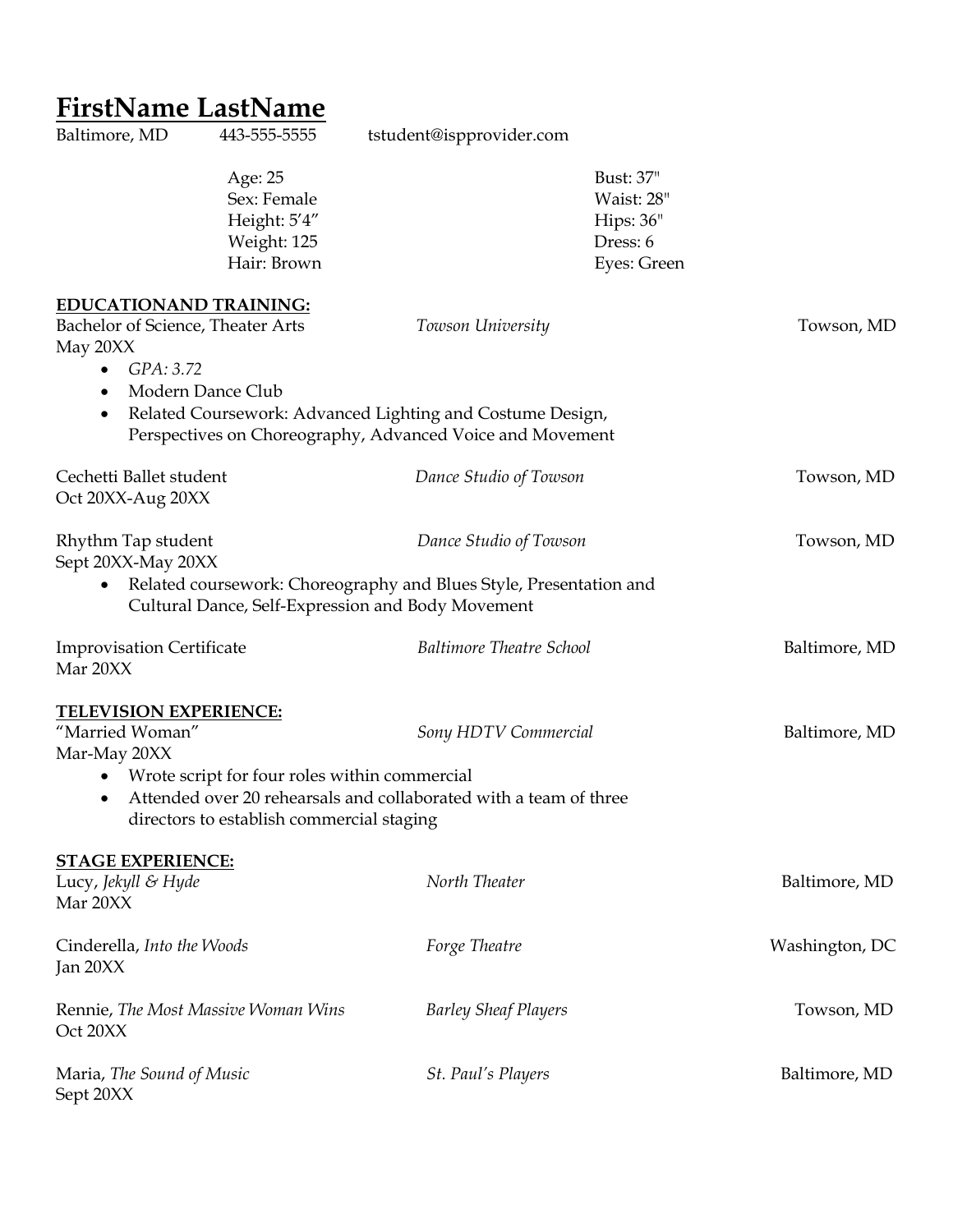# FirstName LastName

Baltimore, MD 443-555-5555 tstudent@ispprovider.com

| | |
|---|---|
| Age: 25 | Bust: 37" |
| Sex: Female | Waist: 28" |
| Height: 5'4" | Hips: 36" |
| Weight: 125 | Dress: 6 |
| Hair: Brown | Eyes: Green |

## EDUCATIONAND TRAINING:

Bachelor of Science, Theater Arts — *Towson University* — Towson, MD
May 20XX

- *GPA: 3.72*
- Modern Dance Club
- Related Coursework: Advanced Lighting and Costume Design, Perspectives on Choreography, Advanced Voice and Movement

Cechetti Ballet student — *Dance Studio of Towson* — Towson, MD
Oct 20XX-Aug 20XX

Rhythm Tap student — *Dance Studio of Towson* — Towson, MD
Sept 20XX-May 20XX

- Related coursework: Choreography and Blues Style, Presentation and Cultural Dance, Self-Expression and Body Movement

Improvisation Certificate — *Baltimore Theatre School* — Baltimore, MD
Mar 20XX

## TELEVISION EXPERIENCE:

"Married Woman" — *Sony HDTV Commercial* — Baltimore, MD
Mar-May 20XX

- Wrote script for four roles within commercial
- Attended over 20 rehearsals and collaborated with a team of three directors to establish commercial staging

## STAGE EXPERIENCE:

Lucy, *Jekyll & Hyde* — *North Theater* — Baltimore, MD
Mar 20XX

Cinderella, *Into the Woods* — *Forge Theatre* — Washington, DC
Jan 20XX

Rennie, *The Most Massive Woman Wins* — *Barley Sheaf Players* — Towson, MD
Oct 20XX

Maria, *The Sound of Music* — *St. Paul's Players* — Baltimore, MD
Sept 20XX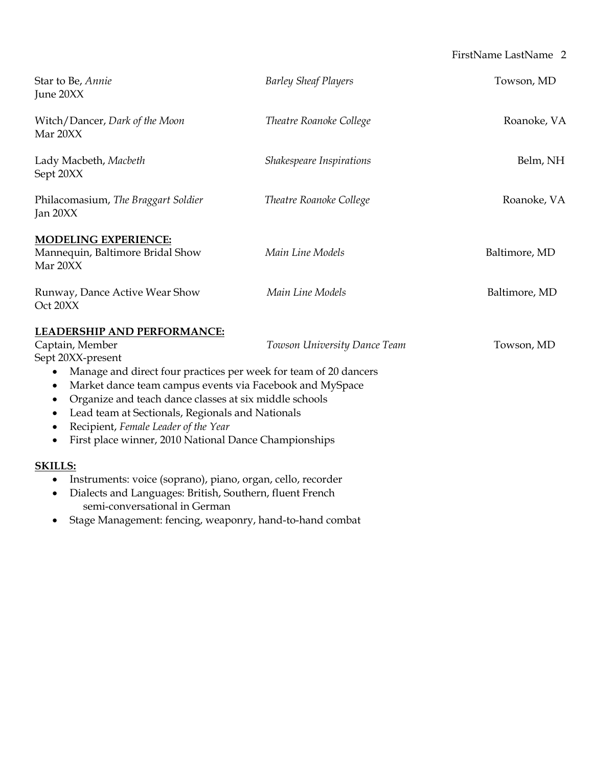Star to Be, *Annie* — *Barley Sheaf Players* — Towson, MD
June 20XX

Witch/Dancer, *Dark of the Moon* — *Theatre Roanoke College* — Roanoke, VA
Mar 20XX

Lady Macbeth, *Macbeth* — *Shakespeare Inspirations* — Belm, NH
Sept 20XX

Philacomasium, *The Braggart Soldier* — *Theatre Roanoke College* — Roanoke, VA
Jan 20XX

**MODELING EXPERIENCE:**

Mannequin, Baltimore Bridal Show — *Main Line Models* — Baltimore, MD
Mar 20XX

Runway, Dance Active Wear Show — *Main Line Models* — Baltimore, MD
Oct 20XX

**LEADERSHIP AND PERFORMANCE:**

Captain, Member — *Towson University Dance Team* — Towson, MD
Sept 20XX-present

- Manage and direct four practices per week for team of 20 dancers
- Market dance team campus events via Facebook and MySpace
- Organize and teach dance classes at six middle schools
- Lead team at Sectionals, Regionals and Nationals
- Recipient, *Female Leader of the Year*
- First place winner, 2010 National Dance Championships

**SKILLS:**

- Instruments: voice (soprano), piano, organ, cello, recorder
- Dialects and Languages: British, Southern, fluent French
  semi-conversational in German
- Stage Management: fencing, weaponry, hand-to-hand combat